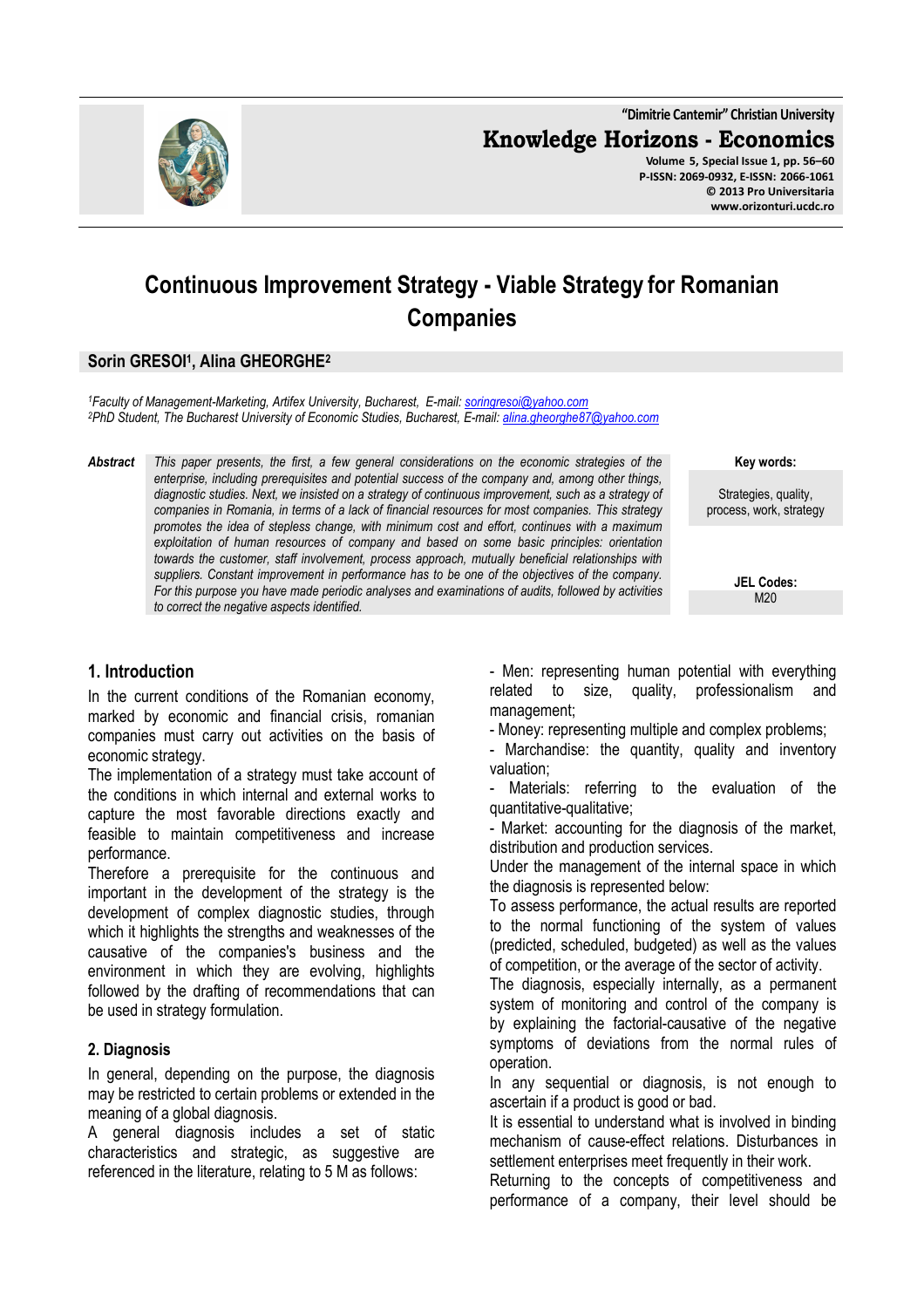# Continuous Improvement Strategy - Viable Strategy for Romanian Companies

**Sorin GRESOI[1], Alina GHEORGHE[2]**

*[1]Faculty of Management-Marketing, Artifex University, Bucharest, E-mail: soringresoi@yahoo.com*
*[2]PhD Student, The Bucharest University of Economic Studies, Bucharest, E-mail: alina.gheorghe87@yahoo.com*

***Abstract*** *This paper presents, the first, a few general considerations on the economic strategies of the enterprise, including prerequisites and potential success of the company and, among other things, diagnostic studies. Next, we insisted on a strategy of continuous improvement, such as a strategy of companies in Romania, in terms of a lack of financial resources for most companies. This strategy promotes the idea of stepless change, with minimum cost and effort, continues with a maximum exploitation of human resources of company and based on some basic principles: orientation towards the customer, staff involvement, process approach, mutually beneficial relationships with suppliers. Constant improvement in performance has to be one of the objectives of the company. For this purpose you have made periodic analyses and examinations of audits, followed by activities to correct the negative aspects identified.*

**Key words:**
Strategies, quality, process, work, strategy

**JEL Codes:**
M20

## 1. Introduction

In the current conditions of the Romanian economy, marked by economic and financial crisis, romanian companies must carry out activities on the basis of economic strategy.

The implementation of a strategy must take account of the conditions in which internal and external works to capture the most favorable directions exactly and feasible to maintain competitiveness and increase performance.

Therefore a prerequisite for the continuous and important in the development of the strategy is the development of complex diagnostic studies, through which it highlights the strengths and weaknesses of the causative of the companies's business and the environment in which they are evolving, highlights followed by the drafting of recommendations that can be used in strategy formulation.

## 2. Diagnosis

In general, depending on the purpose, the diagnosis may be restricted to certain problems or extended in the meaning of a global diagnosis.

A general diagnosis includes a set of static characteristics and strategic, as suggestive are referenced in the literature, relating to 5 M as follows:

- Men: representing human potential with everything related to size, quality, professionalism and management;
- Money: representing multiple and complex problems;
- Marchandise: the quantity, quality and inventory valuation;
- Materials: referring to the evaluation of the quantitative-qualitative;
- Market: accounting for the diagnosis of the market, distribution and production services.

Under the management of the internal space in which the diagnosis is represented below:

To assess performance, the actual results are reported to the normal functioning of the system of values (predicted, scheduled, budgeted) as well as the values of competition, or the average of the sector of activity.

The diagnosis, especially internally, as a permanent system of monitoring and control of the company is by explaining the factorial-causative of the negative symptoms of deviations from the normal rules of operation.

In any sequential or diagnosis, is not enough to ascertain if a product is good or bad.

It is essential to understand what is involved in binding mechanism of cause-effect relations. Disturbances in settlement enterprises meet frequently in their work.

Returning to the concepts of competitiveness and performance of a company, their level should be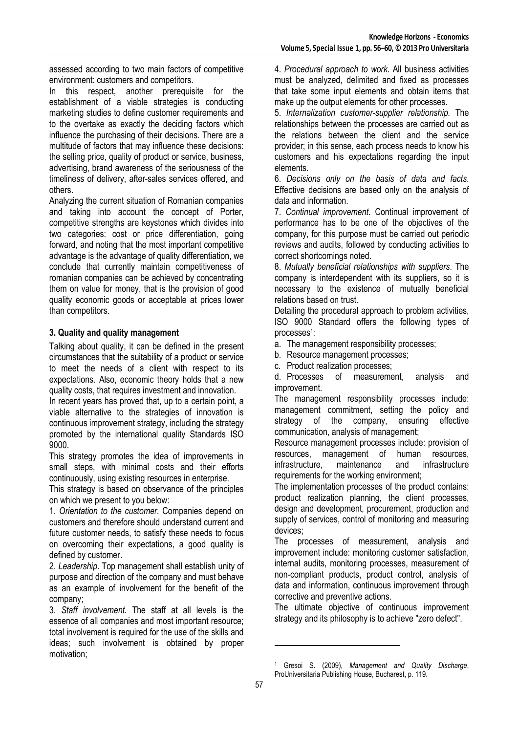assessed according to two main factors of competitive environment: customers and competitors.

In this respect, another prerequisite for the establishment of a viable strategies is conducting marketing studies to define customer requirements and to the overtake as exactly the deciding factors which influence the purchasing of their decisions. There are a multitude of factors that may influence these decisions: the selling price, quality of product or service, business, advertising, brand awareness of the seriousness of the timeliness of delivery, after-sales services offered, and others.

Analyzing the current situation of Romanian companies and taking into account the concept of Porter, competitive strengths are keystones which divides into two categories: cost or price differentiation, going forward, and noting that the most important competitive advantage is the advantage of quality differentiation, we conclude that currently maintain competitiveness of romanian companies can be achieved by concentrating them on value for money, that is the provision of good quality economic goods or acceptable at prices lower than competitors.

### 3. Quality and quality management

Talking about quality, it can be defined in the present circumstances that the suitability of a product or service to meet the needs of a client with respect to its expectations. Also, economic theory holds that a new quality costs, that requires investment and innovation.

In recent years has proved that, up to a certain point, a viable alternative to the strategies of innovation is continuous improvement strategy, including the strategy promoted by the international quality Standards ISO 9000.

This strategy promotes the idea of improvements in small steps, with minimal costs and their efforts continuously, using existing resources in enterprise.

This strategy is based on observance of the principles on which we present to you below:

1. *Orientation to the customer*. Companies depend on customers and therefore should understand current and future customer needs, to satisfy these needs to focus on overcoming their expectations, a good quality is defined by customer.
2. *Leadership*. Top management shall establish unity of purpose and direction of the company and must behave as an example of involvement for the benefit of the company;
3. *Staff involvement*. The staff at all levels is the essence of all companies and most important resource; total involvement is required for the use of the skills and ideas; such involvement is obtained by proper motivation;
4. *Procedural approach to work*. All business activities must be analyzed, delimited and fixed as processes that take some input elements and obtain items that make up the output elements for other processes.
5. *Internalization customer-supplier relationship*. The relationships between the processes are carried out as the relations between the client and the service provider; in this sense, each process needs to know his customers and his expectations regarding the input elements.
6. *Decisions only on the basis of data and facts*. Effective decisions are based only on the analysis of data and information.
7. *Continual improvement*. Continual improvement of performance has to be one of the objectives of the company, for this purpose must be carried out periodic reviews and audits, followed by conducting activities to correct shortcomings noted.
8. *Mutually beneficial relationships with suppliers*. The company is interdependent with its suppliers, so it is necessary to the existence of mutually beneficial relations based on trust.

Detailing the procedural approach to problem activities, ISO 9000 Standard offers the following types of processes[1]:

a. The management responsibility processes;
b. Resource management processes;
c. Product realization processes;
d. Processes of measurement, analysis and improvement.

The management responsibility processes include: management commitment, setting the policy and strategy of the company, ensuring effective communication, analysis of management;

Resource management processes include: provision of resources, management of human resources, infrastructure, maintenance and infrastructure requirements for the working environment;

The implementation processes of the product contains: product realization planning, the client processes, design and development, procurement, production and supply of services, control of monitoring and measuring devices;

The processes of measurement, analysis and improvement include: monitoring customer satisfaction, internal audits, monitoring processes, measurement of non-compliant products, product control, analysis of data and information, continuous improvement through corrective and preventive actions.

The ultimate objective of continuous improvement strategy and its philosophy is to achieve "zero defect".

[1] Gresoi S. (2009), *Management and Quality Discharge*, ProUniversitaria Publishing House, Bucharest, p. 119.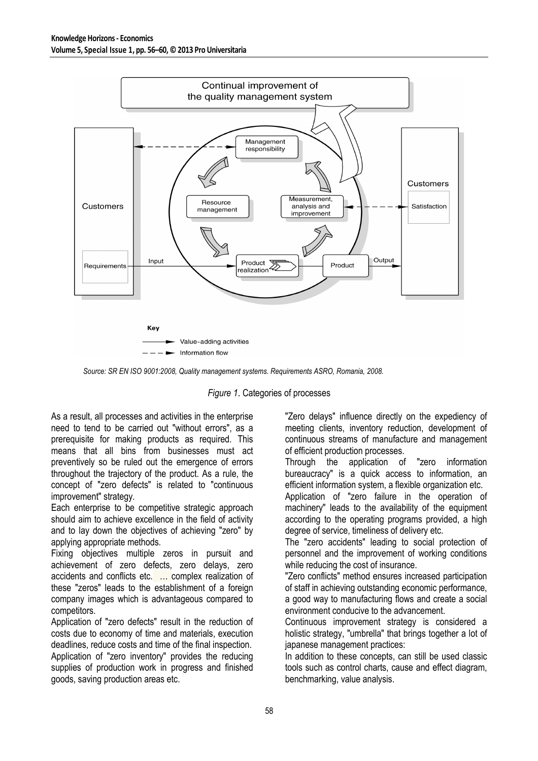Source: SR EN ISO 9001:2008, Quality management systems. Requirements ASRO, Romania, 2008.

*Figure 1*. Categories of processes

As a result, all processes and activities in the enterprise need to tend to be carried out "without errors", as a prerequisite for making products as required. This means that all bins from businesses must act preventively so be ruled out the emergence of errors throughout the trajectory of the product. As a rule, the concept of "zero defects" is related to "continuous improvement" strategy.

Each enterprise to be competitive strategic approach should aim to achieve excellence in the field of activity and to lay down the objectives of achieving "zero" by applying appropriate methods.

Fixing objectives multiple zeros in pursuit and achievement of zero defects, zero delays, zero accidents and conflicts etc. … complex realization of these "zeros" leads to the establishment of a foreign company images which is advantageous compared to competitors.

Application of "zero defects" result in the reduction of costs due to economy of time and materials, execution deadlines, reduce costs and time of the final inspection.

Application of "zero inventory" provides the reducing supplies of production work in progress and finished goods, saving production areas etc.

"Zero delays" influence directly on the expediency of meeting clients, inventory reduction, development of continuous streams of manufacture and management of efficient production processes.

Through the application of "zero information bureaucracy" is a quick access to information, an efficient information system, a flexible organization etc.

Application of "zero failure in the operation of machinery" leads to the availability of the equipment according to the operating programs provided, a high degree of service, timeliness of delivery etc.

The "zero accidents" leading to social protection of personnel and the improvement of working conditions while reducing the cost of insurance.

"Zero conflicts" method ensures increased participation of staff in achieving outstanding economic performance, a good way to manufacturing flows and create a social environment conducive to the advancement.

Continuous improvement strategy is considered a holistic strategy, "umbrella" that brings together a lot of japanese management practices:

In addition to these concepts, can still be used classic tools such as control charts, cause and effect diagram, benchmarking, value analysis.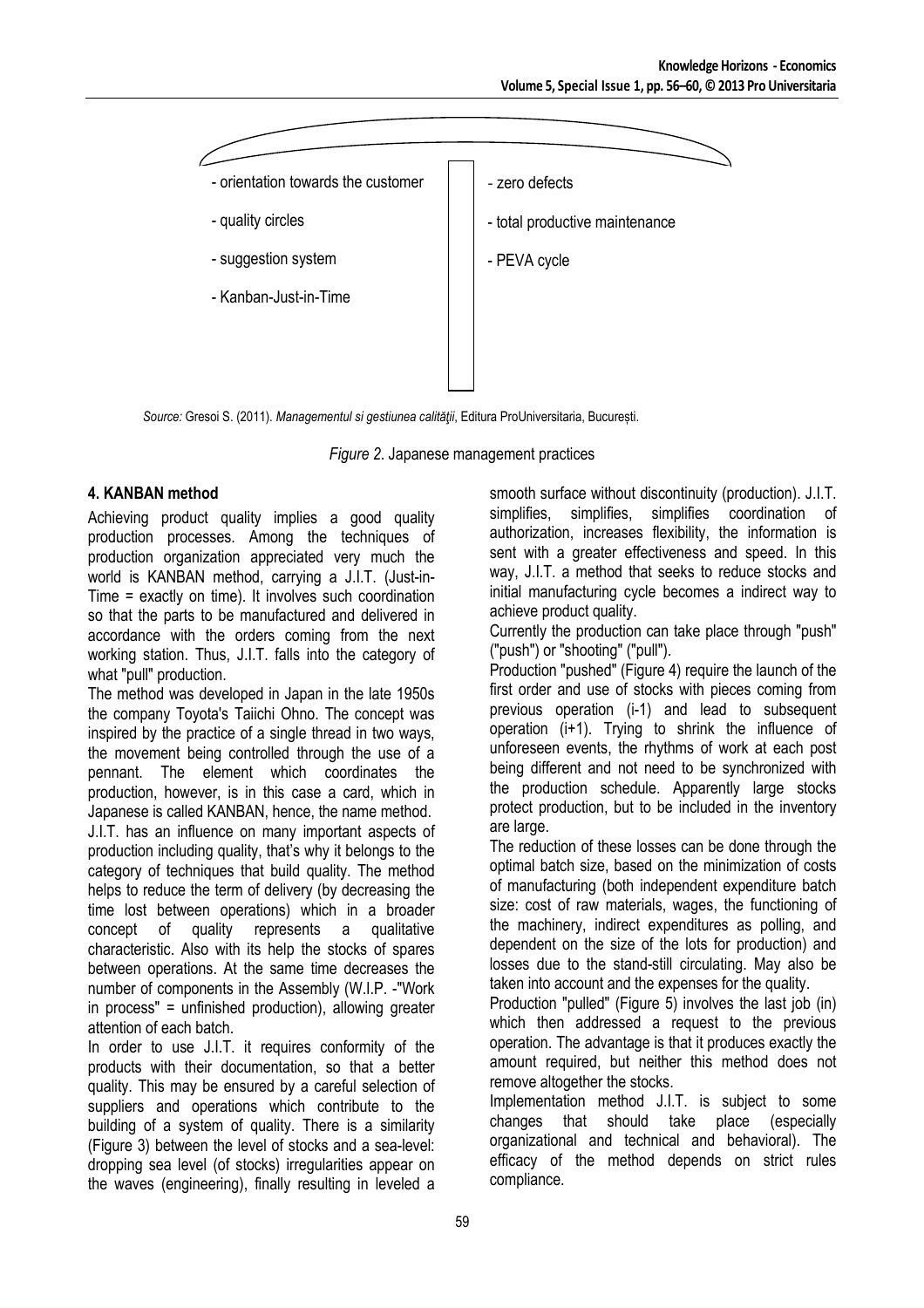- orientation towards the customer
- quality circles
- suggestion system
- Kanban-Just-in-Time
- zero defects
- total productive maintenance
- PEVA cycle

*Source:* Gresoi S. (2011). *Managementul si gestiunea calităţii*, Editura ProUniversitaria, București.

*Figure 2*. Japanese management practices

### 4. KANBAN method

Achieving product quality implies a good quality production processes. Among the techniques of production organization appreciated very much the world is KANBAN method, carrying a J.I.T. (Just-in-Time = exactly on time). It involves such coordination so that the parts to be manufactured and delivered in accordance with the orders coming from the next working station. Thus, J.I.T. falls into the category of what "pull" production.

The method was developed in Japan in the late 1950s the company Toyota's Taiichi Ohno. The concept was inspired by the practice of a single thread in two ways, the movement being controlled through the use of a pennant. The element which coordinates the production, however, is in this case a card, which in Japanese is called KANBAN, hence, the name method.

J.I.T. has an influence on many important aspects of production including quality, that's why it belongs to the category of techniques that build quality. The method helps to reduce the term of delivery (by decreasing the time lost between operations) which in a broader concept of quality represents a qualitative characteristic. Also with its help the stocks of spares between operations. At the same time decreases the number of components in the Assembly (W.I.P. -"Work in process" = unfinished production), allowing greater attention of each batch.

In order to use J.I.T. it requires conformity of the products with their documentation, so that a better quality. This may be ensured by a careful selection of suppliers and operations which contribute to the building of a system of quality. There is a similarity (Figure 3) between the level of stocks and a sea-level: dropping sea level (of stocks) irregularities appear on the waves (engineering), finally resulting in leveled a smooth surface without discontinuity (production). J.I.T. simplifies, simplifies, simplifies coordination of authorization, increases flexibility, the information is sent with a greater effectiveness and speed. In this way, J.I.T. a method that seeks to reduce stocks and initial manufacturing cycle becomes a indirect way to achieve product quality.

Currently the production can take place through "push" ("push") or "shooting" ("pull").

Production "pushed" (Figure 4) require the launch of the first order and use of stocks with pieces coming from previous operation (i-1) and lead to subsequent operation (i+1). Trying to shrink the influence of unforeseen events, the rhythms of work at each post being different and not need to be synchronized with the production schedule. Apparently large stocks protect production, but to be included in the inventory are large.

The reduction of these losses can be done through the optimal batch size, based on the minimization of costs of manufacturing (both independent expenditure batch size: cost of raw materials, wages, the functioning of the machinery, indirect expenditures as polling, and dependent on the size of the lots for production) and losses due to the stand-still circulating. May also be taken into account and the expenses for the quality.

Production "pulled" (Figure 5) involves the last job (in) which then addressed a request to the previous operation. The advantage is that it produces exactly the amount required, but neither this method does not remove altogether the stocks.

Implementation method J.I.T. is subject to some changes that should take place (especially organizational and technical and behavioral). The efficacy of the method depends on strict rules compliance.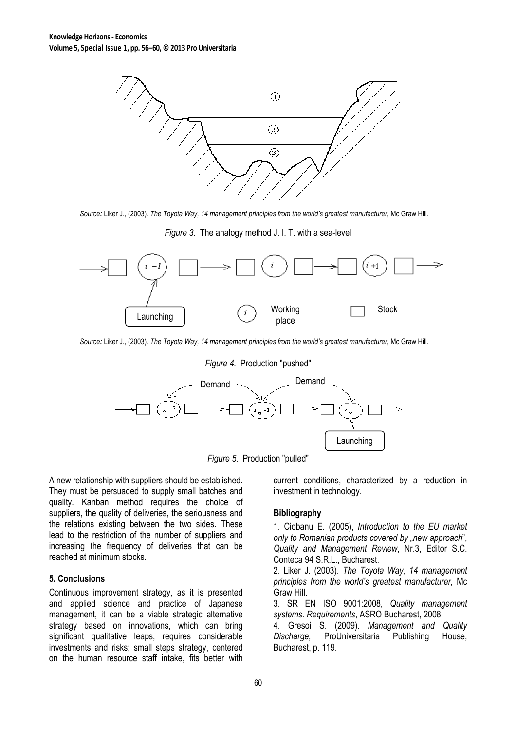①

②

③

*Source:* Liker J., (2003). *The Toyota Way, 14 management principles from the world's greatest manufacturer*, Mc Graw Hill.

*Figure 3.* The analogy method J. I. T. with a sea-level

$i-1$

$i$

$i+1$

Launching

Working place

Stock

*Source:* Liker J., (2003). *The Toyota Way, 14 management principles from the world's greatest manufacturer*, Mc Graw Hill.

*Figure 4.* Production "pushed"

Demand

Demand

$i_n-2$

$i_n-1$

$i_n$

Launching

*Figure 5.* Production "pulled"

A new relationship with suppliers should be established. They must be persuaded to supply small batches and quality. Kanban method requires the choice of suppliers, the quality of deliveries, the seriousness and the relations existing between the two sides. These lead to the restriction of the number of suppliers and increasing the frequency of deliveries that can be reached at minimum stocks.

## 5. Conclusions

Continuous improvement strategy, as it is presented and applied science and practice of Japanese management, it can be a viable strategic alternative strategy based on innovations, which can bring significant qualitative leaps, requires considerable investments and risks; small steps strategy, centered on the human resource staff intake, fits better with current conditions, characterized by a reduction in investment in technology.

## Bibliography

1. Ciobanu E. (2005), *Introduction to the EU market only to Romanian products covered by „new approach*", *Quality and Management Review*, Nr.3, Editor S.C. Conteca 94 S.R.L., Bucharest.
2. Liker J. (2003). *The Toyota Way, 14 management principles from the world's greatest manufacturer,* Mc Graw Hill.
3. SR EN ISO 9001:2008, *Quality management systems. Requirements*, ASRO Bucharest, 2008.
4. Gresoi S. (2009). *Management and Quality Discharge,* ProUniversitaria Publishing House, Bucharest, p. 119.